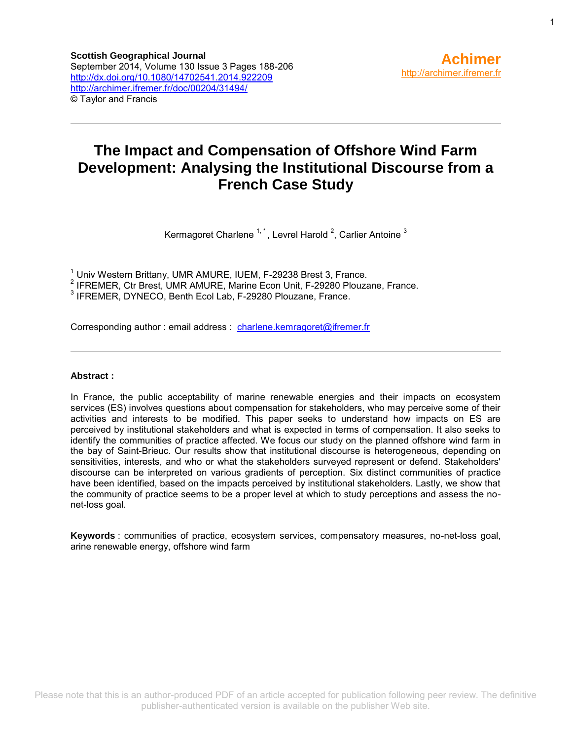Scottish Geographical Journal
September 2014, Volume 130 Issue 3 Pages 188-206
http://dx.doi.org/10.1080/14702541.2014.922209
http://archimer.ifremer.fr/doc/00204/31494/
© Taylor and Francis

Achimer
http://archimer.ifremer.fr

# The Impact and Compensation of Offshore Wind Farm Development: Analysing the Institutional Discourse from a French Case Study

Kermagoret Charlene [1, *], Levrel Harold [2], Carlier Antoine [3]

[1] Univ Western Brittany, UMR AMURE, IUEM, F-29238 Brest 3, France.
[2] IFREMER, Ctr Brest, UMR AMURE, Marine Econ Unit, F-29280 Plouzane, France.
[3] IFREMER, DYNECO, Benth Ecol Lab, F-29280 Plouzane, France.

Corresponding author : email address : charlene.kemragoret@ifremer.fr

**Abstract :**

In France, the public acceptability of marine renewable energies and their impacts on ecosystem services (ES) involves questions about compensation for stakeholders, who may perceive some of their activities and interests to be modified. This paper seeks to understand how impacts on ES are perceived by institutional stakeholders and what is expected in terms of compensation. It also seeks to identify the communities of practice affected. We focus our study on the planned offshore wind farm in the bay of Saint-Brieuc. Our results show that institutional discourse is heterogeneous, depending on sensitivities, interests, and who or what the stakeholders surveyed represent or defend. Stakeholders' discourse can be interpreted on various gradients of perception. Six distinct communities of practice have been identified, based on the impacts perceived by institutional stakeholders. Lastly, we show that the community of practice seems to be a proper level at which to study perceptions and assess the no-net-loss goal.

**Keywords** : communities of practice, ecosystem services, compensatory measures, no-net-loss goal, arine renewable energy, offshore wind farm

Please note that this is an author-produced PDF of an article accepted for publication following peer review. The definitive publisher-authenticated version is available on the publisher Web site.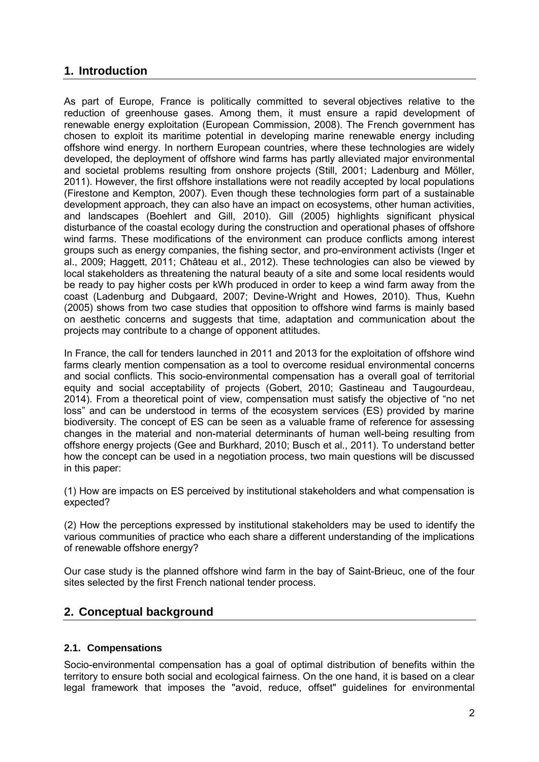## 1. Introduction

As part of Europe, France is politically committed to several objectives relative to the reduction of greenhouse gases. Among them, it must ensure a rapid development of renewable energy exploitation (European Commission, 2008). The French government has chosen to exploit its maritime potential in developing marine renewable energy including offshore wind energy. In northern European countries, where these technologies are widely developed, the deployment of offshore wind farms has partly alleviated major environmental and societal problems resulting from onshore projects (Still, 2001; Ladenburg and Möller, 2011). However, the first offshore installations were not readily accepted by local populations (Firestone and Kempton, 2007). Even though these technologies form part of a sustainable development approach, they can also have an impact on ecosystems, other human activities, and landscapes (Boehlert and Gill, 2010). Gill (2005) highlights significant physical disturbance of the coastal ecology during the construction and operational phases of offshore wind farms. These modifications of the environment can produce conflicts among interest groups such as energy companies, the fishing sector, and pro-environment activists (Inger et al., 2009; Haggett, 2011; Château et al., 2012). These technologies can also be viewed by local stakeholders as threatening the natural beauty of a site and some local residents would be ready to pay higher costs per kWh produced in order to keep a wind farm away from the coast (Ladenburg and Dubgaard, 2007; Devine-Wright and Howes, 2010). Thus, Kuehn (2005) shows from two case studies that opposition to offshore wind farms is mainly based on aesthetic concerns and suggests that time, adaptation and communication about the projects may contribute to a change of opponent attitudes.

In France, the call for tenders launched in 2011 and 2013 for the exploitation of offshore wind farms clearly mention compensation as a tool to overcome residual environmental concerns and social conflicts. This socio-environmental compensation has a overall goal of territorial equity and social acceptability of projects (Gobert, 2010; Gastineau and Taugourdeau, 2014). From a theoretical point of view, compensation must satisfy the objective of "no net loss" and can be understood in terms of the ecosystem services (ES) provided by marine biodiversity. The concept of ES can be seen as a valuable frame of reference for assessing changes in the material and non-material determinants of human well-being resulting from offshore energy projects (Gee and Burkhard, 2010; Busch et al., 2011). To understand better how the concept can be used in a negotiation process, two main questions will be discussed in this paper:

(1) How are impacts on ES perceived by institutional stakeholders and what compensation is expected?

(2) How the perceptions expressed by institutional stakeholders may be used to identify the various communities of practice who each share a different understanding of the implications of renewable offshore energy?

Our case study is the planned offshore wind farm in the bay of Saint-Brieuc, one of the four sites selected by the first French national tender process.

## 2. Conceptual background

### 2.1. Compensations

Socio-environmental compensation has a goal of optimal distribution of benefits within the territory to ensure both social and ecological fairness. On the one hand, it is based on a clear legal framework that imposes the "avoid, reduce, offset" guidelines for environmental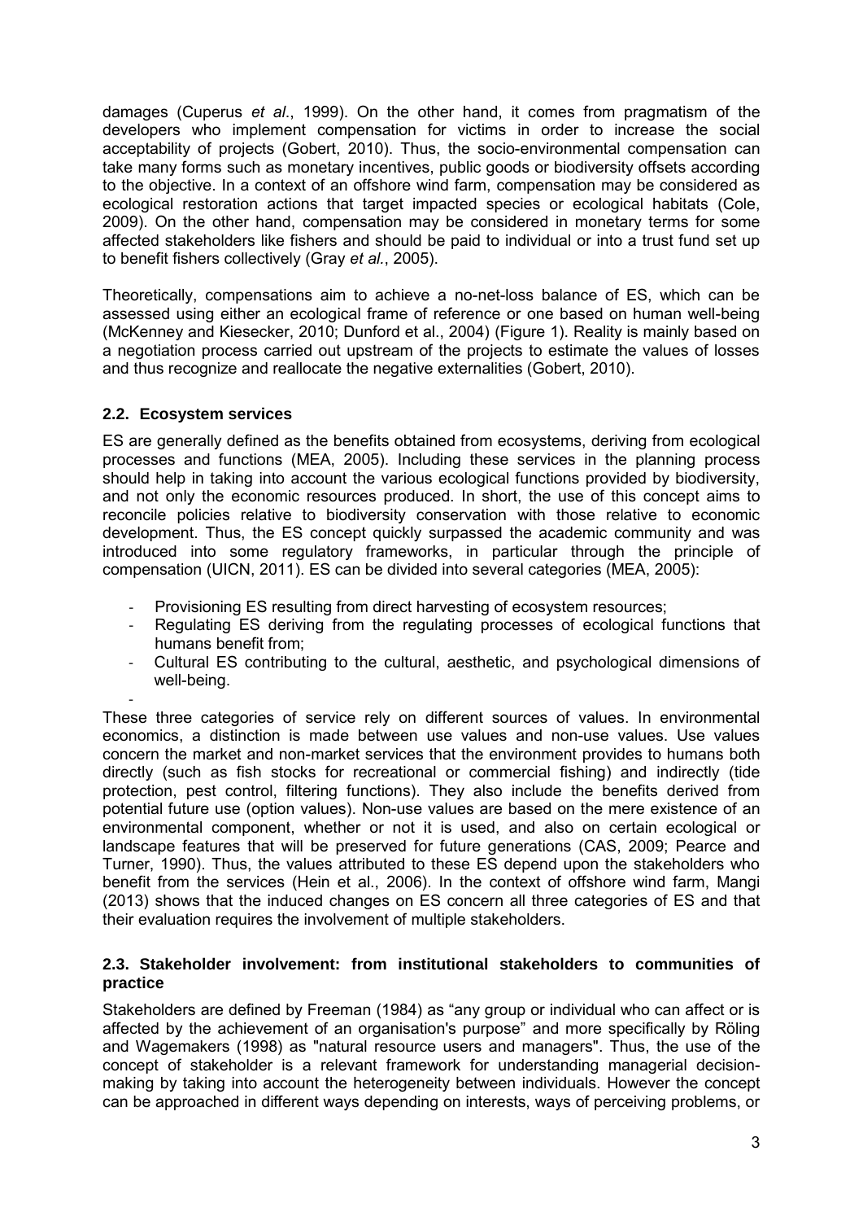damages (Cuperus *et al*., 1999). On the other hand, it comes from pragmatism of the developers who implement compensation for victims in order to increase the social acceptability of projects (Gobert, 2010). Thus, the socio-environmental compensation can take many forms such as monetary incentives, public goods or biodiversity offsets according to the objective. In a context of an offshore wind farm, compensation may be considered as ecological restoration actions that target impacted species or ecological habitats (Cole, 2009). On the other hand, compensation may be considered in monetary terms for some affected stakeholders like fishers and should be paid to individual or into a trust fund set up to benefit fishers collectively (Gray *et al.*, 2005).

Theoretically, compensations aim to achieve a no-net-loss balance of ES, which can be assessed using either an ecological frame of reference or one based on human well-being (McKenney and Kiesecker, 2010; Dunford et al., 2004) (Figure 1). Reality is mainly based on a negotiation process carried out upstream of the projects to estimate the values of losses and thus recognize and reallocate the negative externalities (Gobert, 2010).

### 2.2. Ecosystem services

ES are generally defined as the benefits obtained from ecosystems, deriving from ecological processes and functions (MEA, 2005). Including these services in the planning process should help in taking into account the various ecological functions provided by biodiversity, and not only the economic resources produced. In short, the use of this concept aims to reconcile policies relative to biodiversity conservation with those relative to economic development. Thus, the ES concept quickly surpassed the academic community and was introduced into some regulatory frameworks, in particular through the principle of compensation (UICN, 2011). ES can be divided into several categories (MEA, 2005):

- Provisioning ES resulting from direct harvesting of ecosystem resources;
- Regulating ES deriving from the regulating processes of ecological functions that humans benefit from;
- Cultural ES contributing to the cultural, aesthetic, and psychological dimensions of well-being.

These three categories of service rely on different sources of values. In environmental economics, a distinction is made between use values and non-use values. Use values concern the market and non-market services that the environment provides to humans both directly (such as fish stocks for recreational or commercial fishing) and indirectly (tide protection, pest control, filtering functions). They also include the benefits derived from potential future use (option values). Non-use values are based on the mere existence of an environmental component, whether or not it is used, and also on certain ecological or landscape features that will be preserved for future generations (CAS, 2009; Pearce and Turner, 1990). Thus, the values attributed to these ES depend upon the stakeholders who benefit from the services (Hein et al., 2006). In the context of offshore wind farm, Mangi (2013) shows that the induced changes on ES concern all three categories of ES and that their evaluation requires the involvement of multiple stakeholders.

### 2.3. Stakeholder involvement: from institutional stakeholders to communities of practice

Stakeholders are defined by Freeman (1984) as “any group or individual who can affect or is affected by the achievement of an organisation's purpose” and more specifically by Röling and Wagemakers (1998) as "natural resource users and managers". Thus, the use of the concept of stakeholder is a relevant framework for understanding managerial decision-making by taking into account the heterogeneity between individuals. However the concept can be approached in different ways depending on interests, ways of perceiving problems, or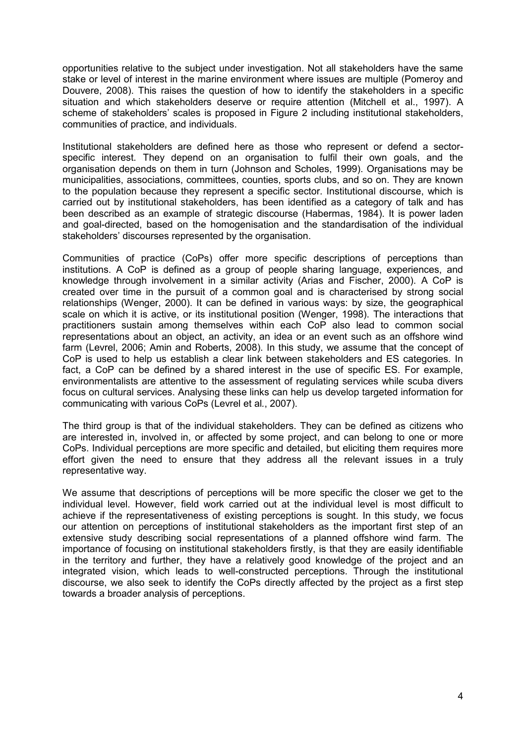opportunities relative to the subject under investigation. Not all stakeholders have the same stake or level of interest in the marine environment where issues are multiple (Pomeroy and Douvere, 2008). This raises the question of how to identify the stakeholders in a specific situation and which stakeholders deserve or require attention (Mitchell et al., 1997). A scheme of stakeholders' scales is proposed in Figure 2 including institutional stakeholders, communities of practice, and individuals.

Institutional stakeholders are defined here as those who represent or defend a sector-specific interest. They depend on an organisation to fulfil their own goals, and the organisation depends on them in turn (Johnson and Scholes, 1999). Organisations may be municipalities, associations, committees, counties, sports clubs, and so on. They are known to the population because they represent a specific sector. Institutional discourse, which is carried out by institutional stakeholders, has been identified as a category of talk and has been described as an example of strategic discourse (Habermas, 1984). It is power laden and goal-directed, based on the homogenisation and the standardisation of the individual stakeholders' discourses represented by the organisation.

Communities of practice (CoPs) offer more specific descriptions of perceptions than institutions. A CoP is defined as a group of people sharing language, experiences, and knowledge through involvement in a similar activity (Arias and Fischer, 2000). A CoP is created over time in the pursuit of a common goal and is characterised by strong social relationships (Wenger, 2000). It can be defined in various ways: by size, the geographical scale on which it is active, or its institutional position (Wenger, 1998). The interactions that practitioners sustain among themselves within each CoP also lead to common social representations about an object, an activity, an idea or an event such as an offshore wind farm (Levrel, 2006; Amin and Roberts, 2008). In this study, we assume that the concept of CoP is used to help us establish a clear link between stakeholders and ES categories. In fact, a CoP can be defined by a shared interest in the use of specific ES. For example, environmentalists are attentive to the assessment of regulating services while scuba divers focus on cultural services. Analysing these links can help us develop targeted information for communicating with various CoPs (Levrel et al., 2007).

The third group is that of the individual stakeholders. They can be defined as citizens who are interested in, involved in, or affected by some project, and can belong to one or more CoPs. Individual perceptions are more specific and detailed, but eliciting them requires more effort given the need to ensure that they address all the relevant issues in a truly representative way.

We assume that descriptions of perceptions will be more specific the closer we get to the individual level. However, field work carried out at the individual level is most difficult to achieve if the representativeness of existing perceptions is sought. In this study, we focus our attention on perceptions of institutional stakeholders as the important first step of an extensive study describing social representations of a planned offshore wind farm. The importance of focusing on institutional stakeholders firstly, is that they are easily identifiable in the territory and further, they have a relatively good knowledge of the project and an integrated vision, which leads to well-constructed perceptions. Through the institutional discourse, we also seek to identify the CoPs directly affected by the project as a first step towards a broader analysis of perceptions.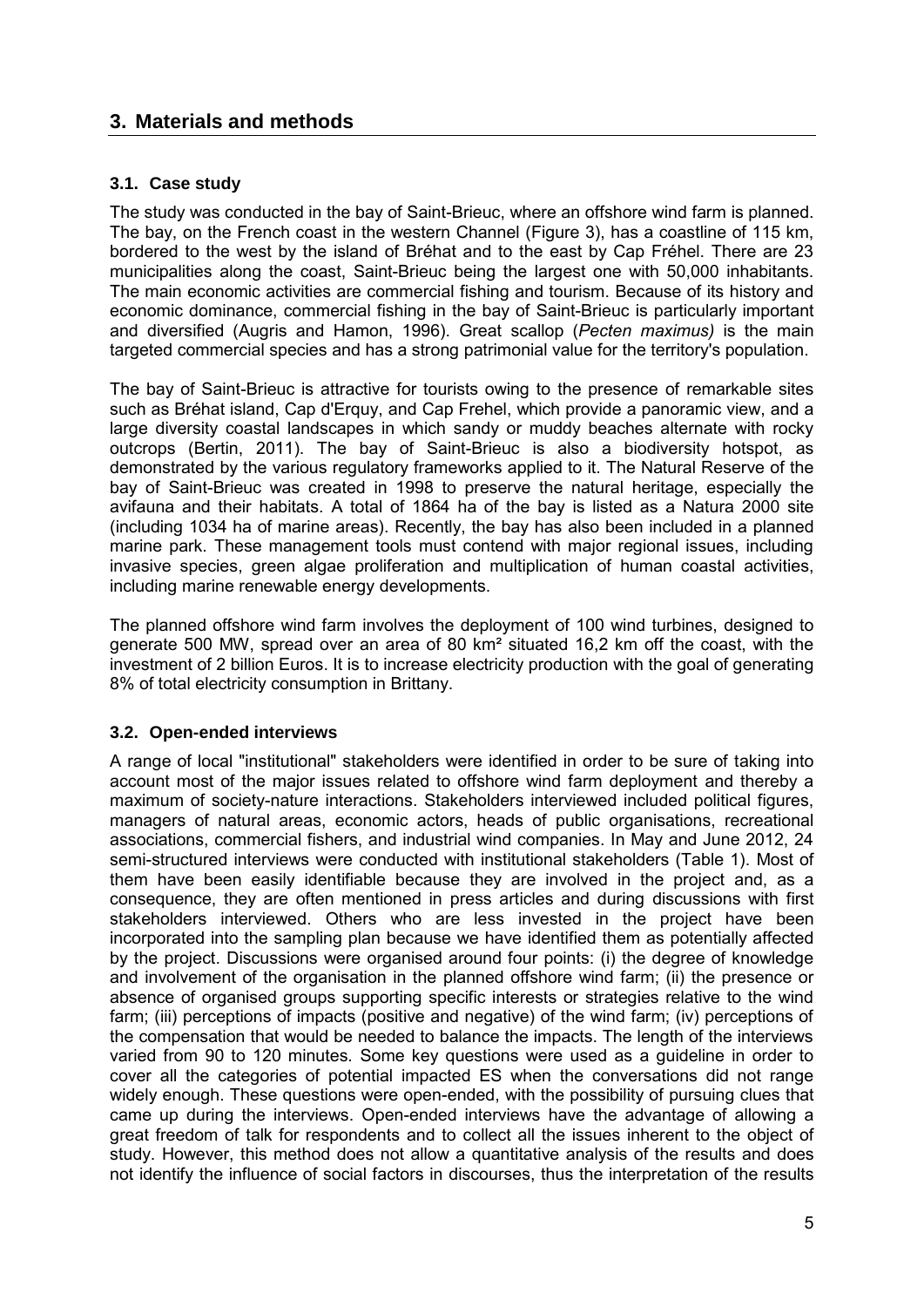## 3. Materials and methods

### 3.1. Case study

The study was conducted in the bay of Saint-Brieuc, where an offshore wind farm is planned. The bay, on the French coast in the western Channel (Figure 3), has a coastline of 115 km, bordered to the west by the island of Bréhat and to the east by Cap Fréhel. There are 23 municipalities along the coast, Saint-Brieuc being the largest one with 50,000 inhabitants. The main economic activities are commercial fishing and tourism. Because of its history and economic dominance, commercial fishing in the bay of Saint-Brieuc is particularly important and diversified (Augris and Hamon, 1996). Great scallop (*Pecten maximus)* is the main targeted commercial species and has a strong patrimonial value for the territory's population.

The bay of Saint-Brieuc is attractive for tourists owing to the presence of remarkable sites such as Bréhat island, Cap d'Erquy, and Cap Frehel, which provide a panoramic view, and a large diversity coastal landscapes in which sandy or muddy beaches alternate with rocky outcrops (Bertin, 2011). The bay of Saint-Brieuc is also a biodiversity hotspot, as demonstrated by the various regulatory frameworks applied to it. The Natural Reserve of the bay of Saint-Brieuc was created in 1998 to preserve the natural heritage, especially the avifauna and their habitats. A total of 1864 ha of the bay is listed as a Natura 2000 site (including 1034 ha of marine areas). Recently, the bay has also been included in a planned marine park. These management tools must contend with major regional issues, including invasive species, green algae proliferation and multiplication of human coastal activities, including marine renewable energy developments.

The planned offshore wind farm involves the deployment of 100 wind turbines, designed to generate 500 MW, spread over an area of 80 km² situated 16,2 km off the coast, with the investment of 2 billion Euros. It is to increase electricity production with the goal of generating 8% of total electricity consumption in Brittany.

### 3.2. Open-ended interviews

A range of local "institutional" stakeholders were identified in order to be sure of taking into account most of the major issues related to offshore wind farm deployment and thereby a maximum of society-nature interactions. Stakeholders interviewed included political figures, managers of natural areas, economic actors, heads of public organisations, recreational associations, commercial fishers, and industrial wind companies. In May and June 2012, 24 semi-structured interviews were conducted with institutional stakeholders (Table 1). Most of them have been easily identifiable because they are involved in the project and, as a consequence, they are often mentioned in press articles and during discussions with first stakeholders interviewed. Others who are less invested in the project have been incorporated into the sampling plan because we have identified them as potentially affected by the project. Discussions were organised around four points: (i) the degree of knowledge and involvement of the organisation in the planned offshore wind farm; (ii) the presence or absence of organised groups supporting specific interests or strategies relative to the wind farm; (iii) perceptions of impacts (positive and negative) of the wind farm; (iv) perceptions of the compensation that would be needed to balance the impacts. The length of the interviews varied from 90 to 120 minutes. Some key questions were used as a guideline in order to cover all the categories of potential impacted ES when the conversations did not range widely enough. These questions were open-ended, with the possibility of pursuing clues that came up during the interviews. Open-ended interviews have the advantage of allowing a great freedom of talk for respondents and to collect all the issues inherent to the object of study. However, this method does not allow a quantitative analysis of the results and does not identify the influence of social factors in discourses, thus the interpretation of the results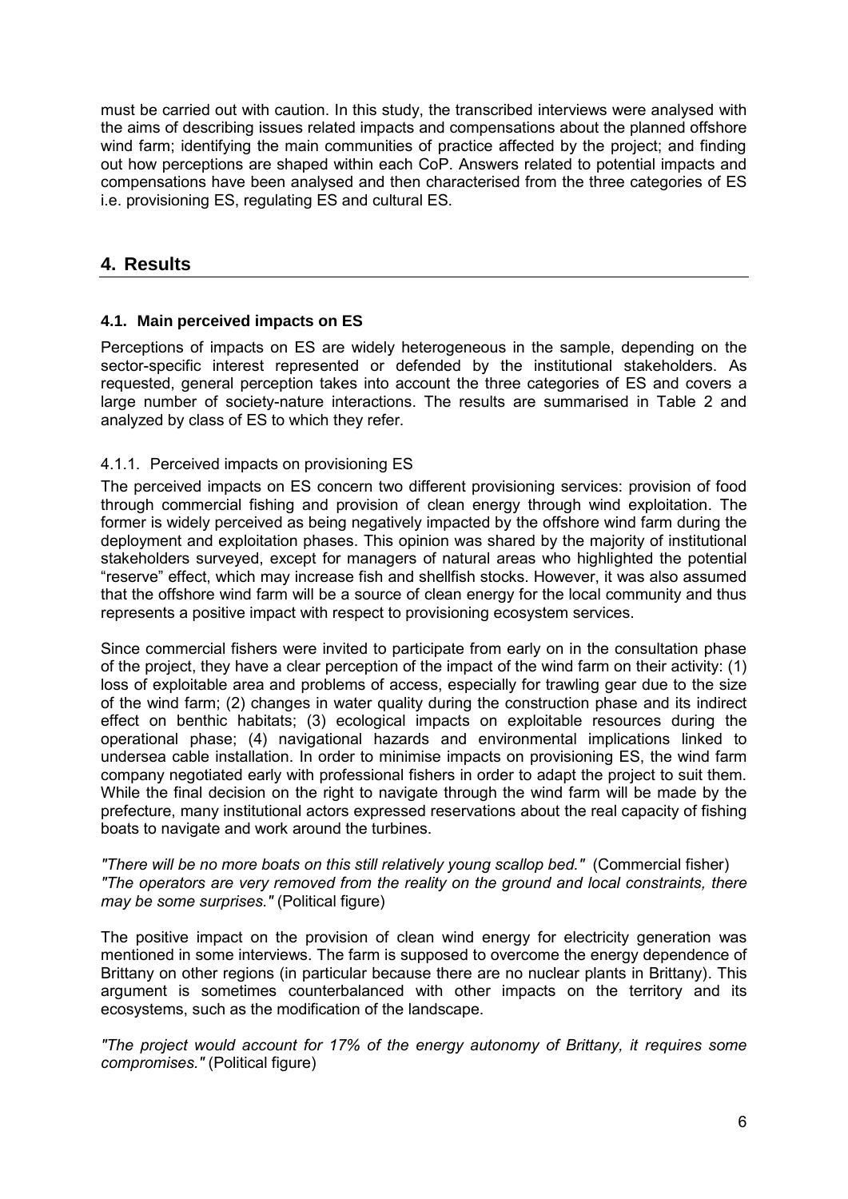must be carried out with caution. In this study, the transcribed interviews were analysed with the aims of describing issues related impacts and compensations about the planned offshore wind farm; identifying the main communities of practice affected by the project; and finding out how perceptions are shaped within each CoP. Answers related to potential impacts and compensations have been analysed and then characterised from the three categories of ES i.e. provisioning ES, regulating ES and cultural ES.

## 4. Results

### 4.1. Main perceived impacts on ES

Perceptions of impacts on ES are widely heterogeneous in the sample, depending on the sector-specific interest represented or defended by the institutional stakeholders. As requested, general perception takes into account the three categories of ES and covers a large number of society-nature interactions. The results are summarised in Table 2 and analyzed by class of ES to which they refer.

#### 4.1.1. Perceived impacts on provisioning ES

The perceived impacts on ES concern two different provisioning services: provision of food through commercial fishing and provision of clean energy through wind exploitation. The former is widely perceived as being negatively impacted by the offshore wind farm during the deployment and exploitation phases. This opinion was shared by the majority of institutional stakeholders surveyed, except for managers of natural areas who highlighted the potential "reserve" effect, which may increase fish and shellfish stocks. However, it was also assumed that the offshore wind farm will be a source of clean energy for the local community and thus represents a positive impact with respect to provisioning ecosystem services.

Since commercial fishers were invited to participate from early on in the consultation phase of the project, they have a clear perception of the impact of the wind farm on their activity: (1) loss of exploitable area and problems of access, especially for trawling gear due to the size of the wind farm; (2) changes in water quality during the construction phase and its indirect effect on benthic habitats; (3) ecological impacts on exploitable resources during the operational phase; (4) navigational hazards and environmental implications linked to undersea cable installation. In order to minimise impacts on provisioning ES, the wind farm company negotiated early with professional fishers in order to adapt the project to suit them. While the final decision on the right to navigate through the wind farm will be made by the prefecture, many institutional actors expressed reservations about the real capacity of fishing boats to navigate and work around the turbines.

*"There will be no more boats on this still relatively young scallop bed."* (Commercial fisher)
*"The operators are very removed from the reality on the ground and local constraints, there may be some surprises."* (Political figure)

The positive impact on the provision of clean wind energy for electricity generation was mentioned in some interviews. The farm is supposed to overcome the energy dependence of Brittany on other regions (in particular because there are no nuclear plants in Brittany). This argument is sometimes counterbalanced with other impacts on the territory and its ecosystems, such as the modification of the landscape.

*"The project would account for 17% of the energy autonomy of Brittany, it requires some compromises."* (Political figure)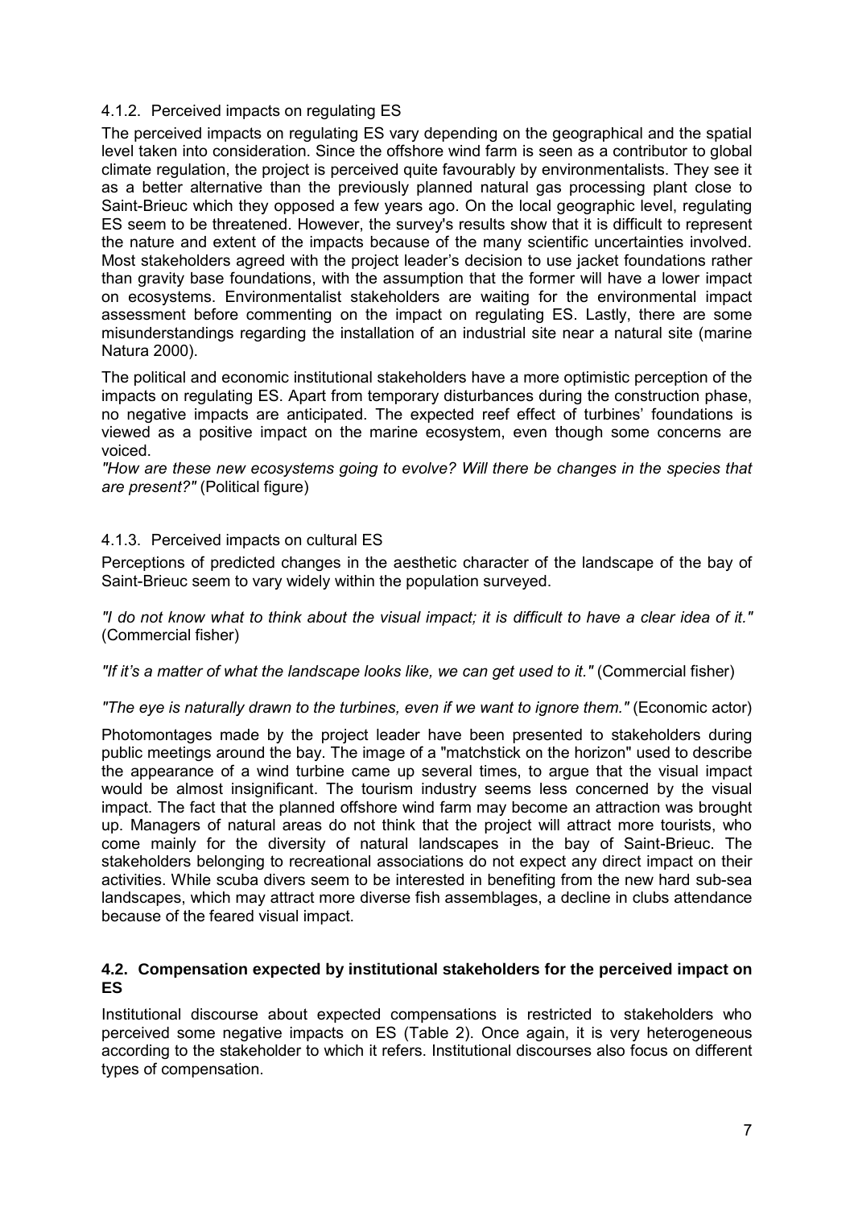#### 4.1.2. Perceived impacts on regulating ES

The perceived impacts on regulating ES vary depending on the geographical and the spatial level taken into consideration. Since the offshore wind farm is seen as a contributor to global climate regulation, the project is perceived quite favourably by environmentalists. They see it as a better alternative than the previously planned natural gas processing plant close to Saint-Brieuc which they opposed a few years ago. On the local geographic level, regulating ES seem to be threatened. However, the survey's results show that it is difficult to represent the nature and extent of the impacts because of the many scientific uncertainties involved. Most stakeholders agreed with the project leader's decision to use jacket foundations rather than gravity base foundations, with the assumption that the former will have a lower impact on ecosystems. Environmentalist stakeholders are waiting for the environmental impact assessment before commenting on the impact on regulating ES. Lastly, there are some misunderstandings regarding the installation of an industrial site near a natural site (marine Natura 2000).

The political and economic institutional stakeholders have a more optimistic perception of the impacts on regulating ES. Apart from temporary disturbances during the construction phase, no negative impacts are anticipated. The expected reef effect of turbines' foundations is viewed as a positive impact on the marine ecosystem, even though some concerns are voiced.

*"How are these new ecosystems going to evolve? Will there be changes in the species that are present?"* (Political figure)

#### 4.1.3. Perceived impacts on cultural ES

Perceptions of predicted changes in the aesthetic character of the landscape of the bay of Saint-Brieuc seem to vary widely within the population surveyed.

*"I do not know what to think about the visual impact; it is difficult to have a clear idea of it."* (Commercial fisher)

*"If it's a matter of what the landscape looks like, we can get used to it."* (Commercial fisher)

*"The eye is naturally drawn to the turbines, even if we want to ignore them."* (Economic actor)

Photomontages made by the project leader have been presented to stakeholders during public meetings around the bay. The image of a "matchstick on the horizon" used to describe the appearance of a wind turbine came up several times, to argue that the visual impact would be almost insignificant. The tourism industry seems less concerned by the visual impact. The fact that the planned offshore wind farm may become an attraction was brought up. Managers of natural areas do not think that the project will attract more tourists, who come mainly for the diversity of natural landscapes in the bay of Saint-Brieuc. The stakeholders belonging to recreational associations do not expect any direct impact on their activities. While scuba divers seem to be interested in benefiting from the new hard sub-sea landscapes, which may attract more diverse fish assemblages, a decline in clubs attendance because of the feared visual impact.

### 4.2. Compensation expected by institutional stakeholders for the perceived impact on ES

Institutional discourse about expected compensations is restricted to stakeholders who perceived some negative impacts on ES (Table 2). Once again, it is very heterogeneous according to the stakeholder to which it refers. Institutional discourses also focus on different types of compensation.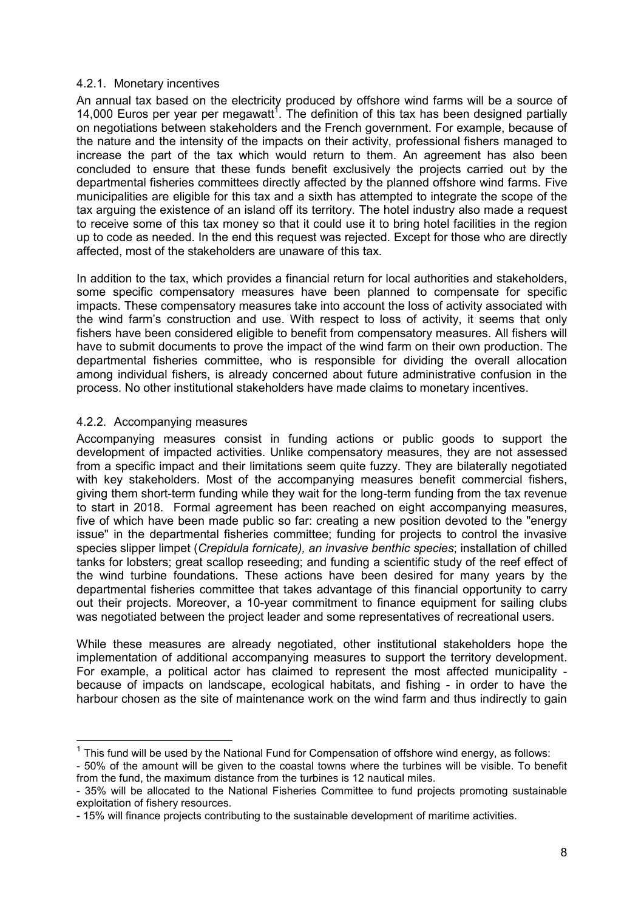#### 4.2.1. Monetary incentives

An annual tax based on the electricity produced by offshore wind farms will be a source of 14,000 Euros per year per megawatt[1]. The definition of this tax has been designed partially on negotiations between stakeholders and the French government. For example, because of the nature and the intensity of the impacts on their activity, professional fishers managed to increase the part of the tax which would return to them. An agreement has also been concluded to ensure that these funds benefit exclusively the projects carried out by the departmental fisheries committees directly affected by the planned offshore wind farms. Five municipalities are eligible for this tax and a sixth has attempted to integrate the scope of the tax arguing the existence of an island off its territory. The hotel industry also made a request to receive some of this tax money so that it could use it to bring hotel facilities in the region up to code as needed. In the end this request was rejected. Except for those who are directly affected, most of the stakeholders are unaware of this tax.

In addition to the tax, which provides a financial return for local authorities and stakeholders, some specific compensatory measures have been planned to compensate for specific impacts. These compensatory measures take into account the loss of activity associated with the wind farm's construction and use. With respect to loss of activity, it seems that only fishers have been considered eligible to benefit from compensatory measures. All fishers will have to submit documents to prove the impact of the wind farm on their own production. The departmental fisheries committee, who is responsible for dividing the overall allocation among individual fishers, is already concerned about future administrative confusion in the process. No other institutional stakeholders have made claims to monetary incentives.

#### 4.2.2. Accompanying measures

Accompanying measures consist in funding actions or public goods to support the development of impacted activities. Unlike compensatory measures, they are not assessed from a specific impact and their limitations seem quite fuzzy. They are bilaterally negotiated with key stakeholders. Most of the accompanying measures benefit commercial fishers, giving them short-term funding while they wait for the long-term funding from the tax revenue to start in 2018. Formal agreement has been reached on eight accompanying measures, five of which have been made public so far: creating a new position devoted to the "energy issue" in the departmental fisheries committee; funding for projects to control the invasive species slipper limpet (*Crepidula fornicate), an invasive benthic species*; installation of chilled tanks for lobsters; great scallop reseeding; and funding a scientific study of the reef effect of the wind turbine foundations. These actions have been desired for many years by the departmental fisheries committee that takes advantage of this financial opportunity to carry out their projects. Moreover, a 10-year commitment to finance equipment for sailing clubs was negotiated between the project leader and some representatives of recreational users.

While these measures are already negotiated, other institutional stakeholders hope the implementation of additional accompanying measures to support the territory development. For example, a political actor has claimed to represent the most affected municipality - because of impacts on landscape, ecological habitats, and fishing - in order to have the harbour chosen as the site of maintenance work on the wind farm and thus indirectly to gain

---

[1] This fund will be used by the National Fund for Compensation of offshore wind energy, as follows:
- 50% of the amount will be given to the coastal towns where the turbines will be visible. To benefit from the fund, the maximum distance from the turbines is 12 nautical miles.
- 35% will be allocated to the National Fisheries Committee to fund projects promoting sustainable exploitation of fishery resources.
- 15% will finance projects contributing to the sustainable development of maritime activities.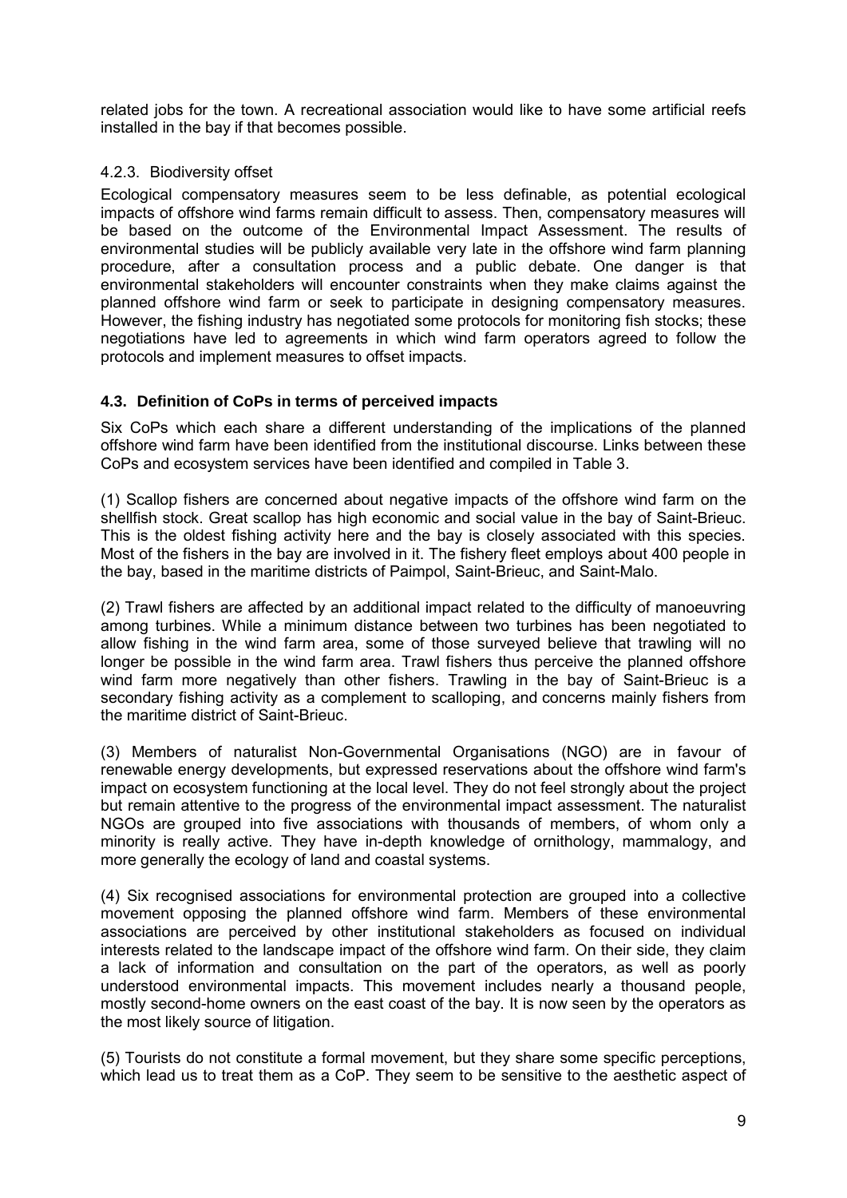related jobs for the town. A recreational association would like to have some artificial reefs installed in the bay if that becomes possible.

### 4.2.3. Biodiversity offset

Ecological compensatory measures seem to be less definable, as potential ecological impacts of offshore wind farms remain difficult to assess. Then, compensatory measures will be based on the outcome of the Environmental Impact Assessment. The results of environmental studies will be publicly available very late in the offshore wind farm planning procedure, after a consultation process and a public debate. One danger is that environmental stakeholders will encounter constraints when they make claims against the planned offshore wind farm or seek to participate in designing compensatory measures. However, the fishing industry has negotiated some protocols for monitoring fish stocks; these negotiations have led to agreements in which wind farm operators agreed to follow the protocols and implement measures to offset impacts.

## 4.3. Definition of CoPs in terms of perceived impacts

Six CoPs which each share a different understanding of the implications of the planned offshore wind farm have been identified from the institutional discourse. Links between these CoPs and ecosystem services have been identified and compiled in Table 3.

(1) Scallop fishers are concerned about negative impacts of the offshore wind farm on the shellfish stock. Great scallop has high economic and social value in the bay of Saint-Brieuc. This is the oldest fishing activity here and the bay is closely associated with this species. Most of the fishers in the bay are involved in it. The fishery fleet employs about 400 people in the bay, based in the maritime districts of Paimpol, Saint-Brieuc, and Saint-Malo.

(2) Trawl fishers are affected by an additional impact related to the difficulty of manoeuvring among turbines. While a minimum distance between two turbines has been negotiated to allow fishing in the wind farm area, some of those surveyed believe that trawling will no longer be possible in the wind farm area. Trawl fishers thus perceive the planned offshore wind farm more negatively than other fishers. Trawling in the bay of Saint-Brieuc is a secondary fishing activity as a complement to scalloping, and concerns mainly fishers from the maritime district of Saint-Brieuc.

(3) Members of naturalist Non-Governmental Organisations (NGO) are in favour of renewable energy developments, but expressed reservations about the offshore wind farm's impact on ecosystem functioning at the local level. They do not feel strongly about the project but remain attentive to the progress of the environmental impact assessment. The naturalist NGOs are grouped into five associations with thousands of members, of whom only a minority is really active. They have in-depth knowledge of ornithology, mammalogy, and more generally the ecology of land and coastal systems.

(4) Six recognised associations for environmental protection are grouped into a collective movement opposing the planned offshore wind farm. Members of these environmental associations are perceived by other institutional stakeholders as focused on individual interests related to the landscape impact of the offshore wind farm. On their side, they claim a lack of information and consultation on the part of the operators, as well as poorly understood environmental impacts. This movement includes nearly a thousand people, mostly second-home owners on the east coast of the bay. It is now seen by the operators as the most likely source of litigation.

(5) Tourists do not constitute a formal movement, but they share some specific perceptions, which lead us to treat them as a CoP. They seem to be sensitive to the aesthetic aspect of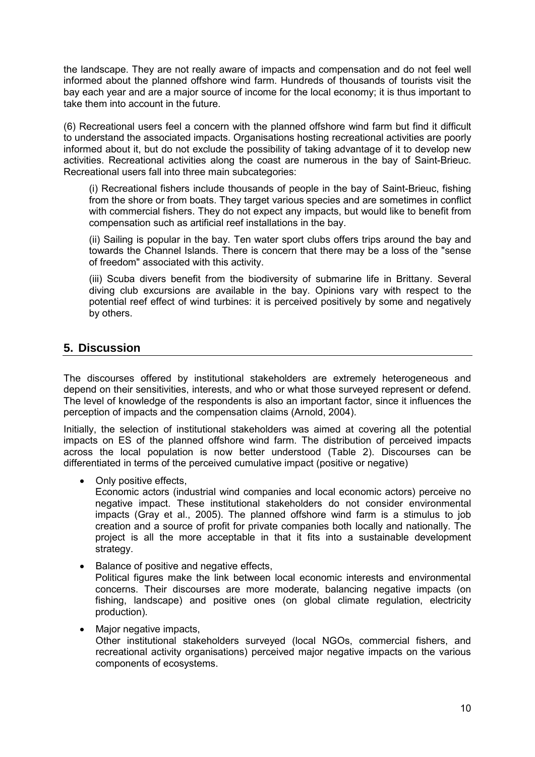the landscape. They are not really aware of impacts and compensation and do not feel well informed about the planned offshore wind farm. Hundreds of thousands of tourists visit the bay each year and are a major source of income for the local economy; it is thus important to take them into account in the future.

(6) Recreational users feel a concern with the planned offshore wind farm but find it difficult to understand the associated impacts. Organisations hosting recreational activities are poorly informed about it, but do not exclude the possibility of taking advantage of it to develop new activities. Recreational activities along the coast are numerous in the bay of Saint-Brieuc. Recreational users fall into three main subcategories:

> (i) Recreational fishers include thousands of people in the bay of Saint-Brieuc, fishing from the shore or from boats. They target various species and are sometimes in conflict with commercial fishers. They do not expect any impacts, but would like to benefit from compensation such as artificial reef installations in the bay.
>
> (ii) Sailing is popular in the bay. Ten water sport clubs offers trips around the bay and towards the Channel Islands. There is concern that there may be a loss of the "sense of freedom" associated with this activity.
>
> (iii) Scuba divers benefit from the biodiversity of submarine life in Brittany. Several diving club excursions are available in the bay. Opinions vary with respect to the potential reef effect of wind turbines: it is perceived positively by some and negatively by others.

## 5. Discussion

The discourses offered by institutional stakeholders are extremely heterogeneous and depend on their sensitivities, interests, and who or what those surveyed represent or defend. The level of knowledge of the respondents is also an important factor, since it influences the perception of impacts and the compensation claims (Arnold, 2004).

Initially, the selection of institutional stakeholders was aimed at covering all the potential impacts on ES of the planned offshore wind farm. The distribution of perceived impacts across the local population is now better understood (Table 2). Discourses can be differentiated in terms of the perceived cumulative impact (positive or negative)

- Only positive effects,
  Economic actors (industrial wind companies and local economic actors) perceive no negative impact. These institutional stakeholders do not consider environmental impacts (Gray et al., 2005). The planned offshore wind farm is a stimulus to job creation and a source of profit for private companies both locally and nationally. The project is all the more acceptable in that it fits into a sustainable development strategy.
- Balance of positive and negative effects,
  Political figures make the link between local economic interests and environmental concerns. Their discourses are more moderate, balancing negative impacts (on fishing, landscape) and positive ones (on global climate regulation, electricity production).
- Major negative impacts,
  Other institutional stakeholders surveyed (local NGOs, commercial fishers, and recreational activity organisations) perceived major negative impacts on the various components of ecosystems.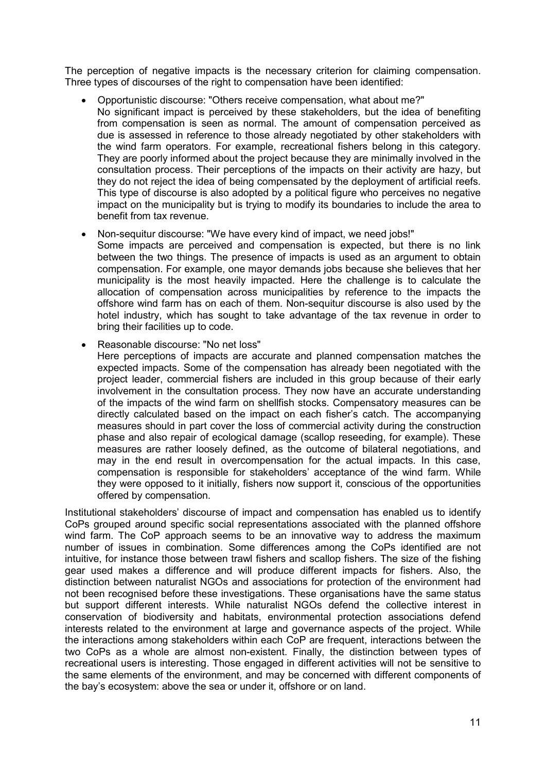The perception of negative impacts is the necessary criterion for claiming compensation. Three types of discourses of the right to compensation have been identified:

- Opportunistic discourse: "Others receive compensation, what about me?"
  No significant impact is perceived by these stakeholders, but the idea of benefiting from compensation is seen as normal. The amount of compensation perceived as due is assessed in reference to those already negotiated by other stakeholders with the wind farm operators. For example, recreational fishers belong in this category. They are poorly informed about the project because they are minimally involved in the consultation process. Their perceptions of the impacts on their activity are hazy, but they do not reject the idea of being compensated by the deployment of artificial reefs. This type of discourse is also adopted by a political figure who perceives no negative impact on the municipality but is trying to modify its boundaries to include the area to benefit from tax revenue.

- Non-sequitur discourse: "We have every kind of impact, we need jobs!"
  Some impacts are perceived and compensation is expected, but there is no link between the two things. The presence of impacts is used as an argument to obtain compensation. For example, one mayor demands jobs because she believes that her municipality is the most heavily impacted. Here the challenge is to calculate the allocation of compensation across municipalities by reference to the impacts the offshore wind farm has on each of them. Non-sequitur discourse is also used by the hotel industry, which has sought to take advantage of the tax revenue in order to bring their facilities up to code.

- Reasonable discourse: "No net loss"
  Here perceptions of impacts are accurate and planned compensation matches the expected impacts. Some of the compensation has already been negotiated with the project leader, commercial fishers are included in this group because of their early involvement in the consultation process. They now have an accurate understanding of the impacts of the wind farm on shellfish stocks. Compensatory measures can be directly calculated based on the impact on each fisher's catch. The accompanying measures should in part cover the loss of commercial activity during the construction phase and also repair of ecological damage (scallop reseeding, for example). These measures are rather loosely defined, as the outcome of bilateral negotiations, and may in the end result in overcompensation for the actual impacts. In this case, compensation is responsible for stakeholders' acceptance of the wind farm. While they were opposed to it initially, fishers now support it, conscious of the opportunities offered by compensation.

Institutional stakeholders' discourse of impact and compensation has enabled us to identify CoPs grouped around specific social representations associated with the planned offshore wind farm. The CoP approach seems to be an innovative way to address the maximum number of issues in combination. Some differences among the CoPs identified are not intuitive, for instance those between trawl fishers and scallop fishers. The size of the fishing gear used makes a difference and will produce different impacts for fishers. Also, the distinction between naturalist NGOs and associations for protection of the environment had not been recognised before these investigations. These organisations have the same status but support different interests. While naturalist NGOs defend the collective interest in conservation of biodiversity and habitats, environmental protection associations defend interests related to the environment at large and governance aspects of the project. While the interactions among stakeholders within each CoP are frequent, interactions between the two CoPs as a whole are almost non-existent. Finally, the distinction between types of recreational users is interesting. Those engaged in different activities will not be sensitive to the same elements of the environment, and may be concerned with different components of the bay's ecosystem: above the sea or under it, offshore or on land.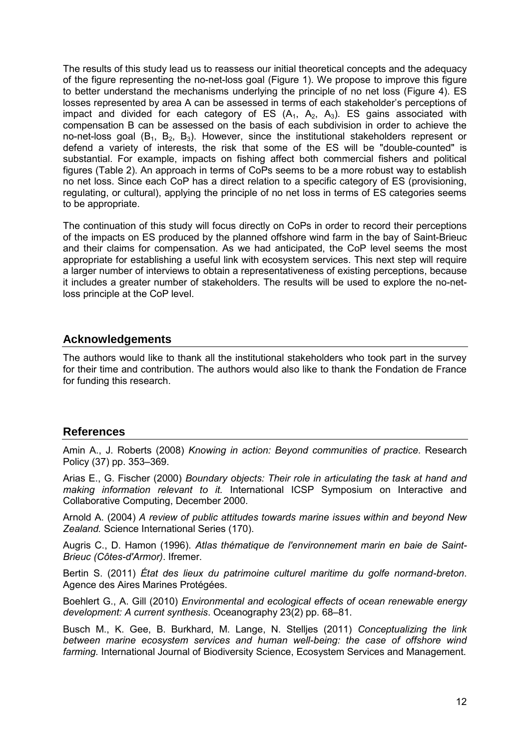The results of this study lead us to reassess our initial theoretical concepts and the adequacy of the figure representing the no-net-loss goal (Figure 1). We propose to improve this figure to better understand the mechanisms underlying the principle of no net loss (Figure 4). ES losses represented by area A can be assessed in terms of each stakeholder's perceptions of impact and divided for each category of ES ($A_1$, $A_2$, $A_3$). ES gains associated with compensation B can be assessed on the basis of each subdivision in order to achieve the no-net-loss goal ($B_1$, $B_2$, $B_3$). However, since the institutional stakeholders represent or defend a variety of interests, the risk that some of the ES will be "double-counted" is substantial. For example, impacts on fishing affect both commercial fishers and political figures (Table 2). An approach in terms of CoPs seems to be a more robust way to establish no net loss. Since each CoP has a direct relation to a specific category of ES (provisioning, regulating, or cultural), applying the principle of no net loss in terms of ES categories seems to be appropriate.

The continuation of this study will focus directly on CoPs in order to record their perceptions of the impacts on ES produced by the planned offshore wind farm in the bay of Saint-Brieuc and their claims for compensation. As we had anticipated, the CoP level seems the most appropriate for establishing a useful link with ecosystem services. This next step will require a larger number of interviews to obtain a representativeness of existing perceptions, because it includes a greater number of stakeholders. The results will be used to explore the no-net-loss principle at the CoP level.

## Acknowledgements

The authors would like to thank all the institutional stakeholders who took part in the survey for their time and contribution. The authors would also like to thank the Fondation de France for funding this research.

## References

Amin A., J. Roberts (2008) *Knowing in action: Beyond communities of practice.* Research Policy (37) pp. 353–369.

Arias E., G. Fischer (2000) *Boundary objects: Their role in articulating the task at hand and making information relevant to it.* International ICSP Symposium on Interactive and Collaborative Computing, December 2000.

Arnold A. (2004) *A review of public attitudes towards marine issues within and beyond New Zealand.* Science International Series (170).

Augris C., D. Hamon (1996). *Atlas thématique de l'environnement marin en baie de Saint-Brieuc (Côtes-d'Armor)*. Ifremer.

Bertin S. (2011) *État des lieux du patrimoine culturel maritime du golfe normand-breton*. Agence des Aires Marines Protégées.

Boehlert G., A. Gill (2010) *Environmental and ecological effects of ocean renewable energy development: A current synthesis*. Oceanography 23(2) pp. 68–81.

Busch M., K. Gee, B. Burkhard, M. Lange, N. Stelljes (2011) *Conceptualizing the link between marine ecosystem services and human well-being: the case of offshore wind farming.* International Journal of Biodiversity Science, Ecosystem Services and Management.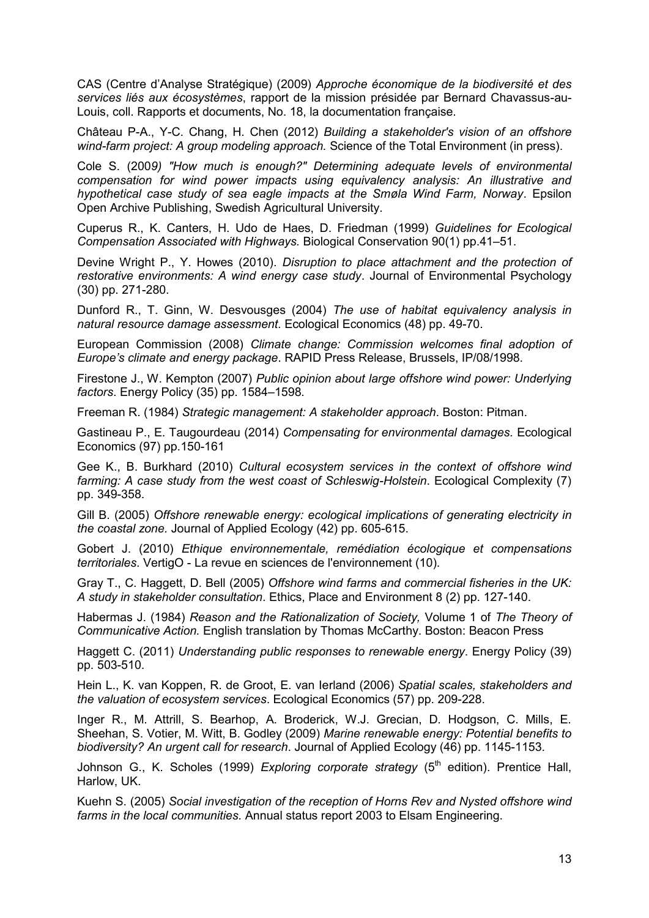CAS (Centre d'Analyse Stratégique) (2009) *Approche économique de la biodiversité et des services liés aux écosystèmes*, rapport de la mission présidée par Bernard Chavassus-au-Louis, coll. Rapports et documents, No. 18, la documentation française.

Château P-A., Y-C. Chang, H. Chen (2012) *Building a stakeholder's vision of an offshore wind-farm project: A group modeling approach.* Science of the Total Environment (in press).

Cole S. (2009*) "How much is enough?" Determining adequate levels of environmental compensation for wind power impacts using equivalency analysis: An illustrative and hypothetical case study of sea eagle impacts at the Smøla Wind Farm, Norway*. Epsilon Open Archive Publishing, Swedish Agricultural University.

Cuperus R., K. Canters, H. Udo de Haes, D. Friedman (1999) *Guidelines for Ecological Compensation Associated with Highways.* Biological Conservation 90(1) pp.41–51.

Devine Wright P., Y. Howes (2010). *Disruption to place attachment and the protection of restorative environments: A wind energy case study*. Journal of Environmental Psychology (30) pp. 271-280.

Dunford R., T. Ginn, W. Desvousges (2004) *The use of habitat equivalency analysis in natural resource damage assessment*. Ecological Economics (48) pp. 49-70.

European Commission (2008) *Climate change: Commission welcomes final adoption of Europe's climate and energy package*. RAPID Press Release, Brussels, IP/08/1998.

Firestone J., W. Kempton (2007) *Public opinion about large offshore wind power: Underlying factors*. Energy Policy (35) pp. 1584–1598.

Freeman R. (1984) *Strategic management: A stakeholder approach*. Boston: Pitman.

Gastineau P., E. Taugourdeau (2014) *Compensating for environmental damages.* Ecological Economics (97) pp.150-161

Gee K., B. Burkhard (2010) *Cultural ecosystem services in the context of offshore wind farming: A case study from the west coast of Schleswig-Holstein*. Ecological Complexity (7) pp. 349-358.

Gill B. (2005) *Offshore renewable energy: ecological implications of generating electricity in the coastal zone*. Journal of Applied Ecology (42) pp. 605-615.

Gobert J. (2010) *Ethique environnementale, remédiation écologique et compensations territoriales*. VertigO - La revue en sciences de l'environnement (10).

Gray T., C. Haggett, D. Bell (2005) *Offshore wind farms and commercial fisheries in the UK: A study in stakeholder consultation*. Ethics, Place and Environment 8 (2) pp. 127-140.

Habermas J. (1984) *Reason and the Rationalization of Society,* Volume 1 of *The Theory of Communicative Action.* English translation by Thomas McCarthy. Boston: Beacon Press

Haggett C. (2011) *Understanding public responses to renewable energy*. Energy Policy (39) pp. 503-510.

Hein L., K. van Koppen, R. de Groot, E. van Ierland (2006) *Spatial scales, stakeholders and the valuation of ecosystem services*. Ecological Economics (57) pp. 209-228.

Inger R., M. Attrill, S. Bearhop, A. Broderick, W.J. Grecian, D. Hodgson, C. Mills, E. Sheehan, S. Votier, M. Witt, B. Godley (2009) *Marine renewable energy: Potential benefits to biodiversity? An urgent call for research*. Journal of Applied Ecology (46) pp. 1145-1153.

Johnson G., K. Scholes (1999) *Exploring corporate strategy* (5th edition). Prentice Hall, Harlow, UK.

Kuehn S. (2005) *Social investigation of the reception of Horns Rev and Nysted offshore wind farms in the local communities.* Annual status report 2003 to Elsam Engineering.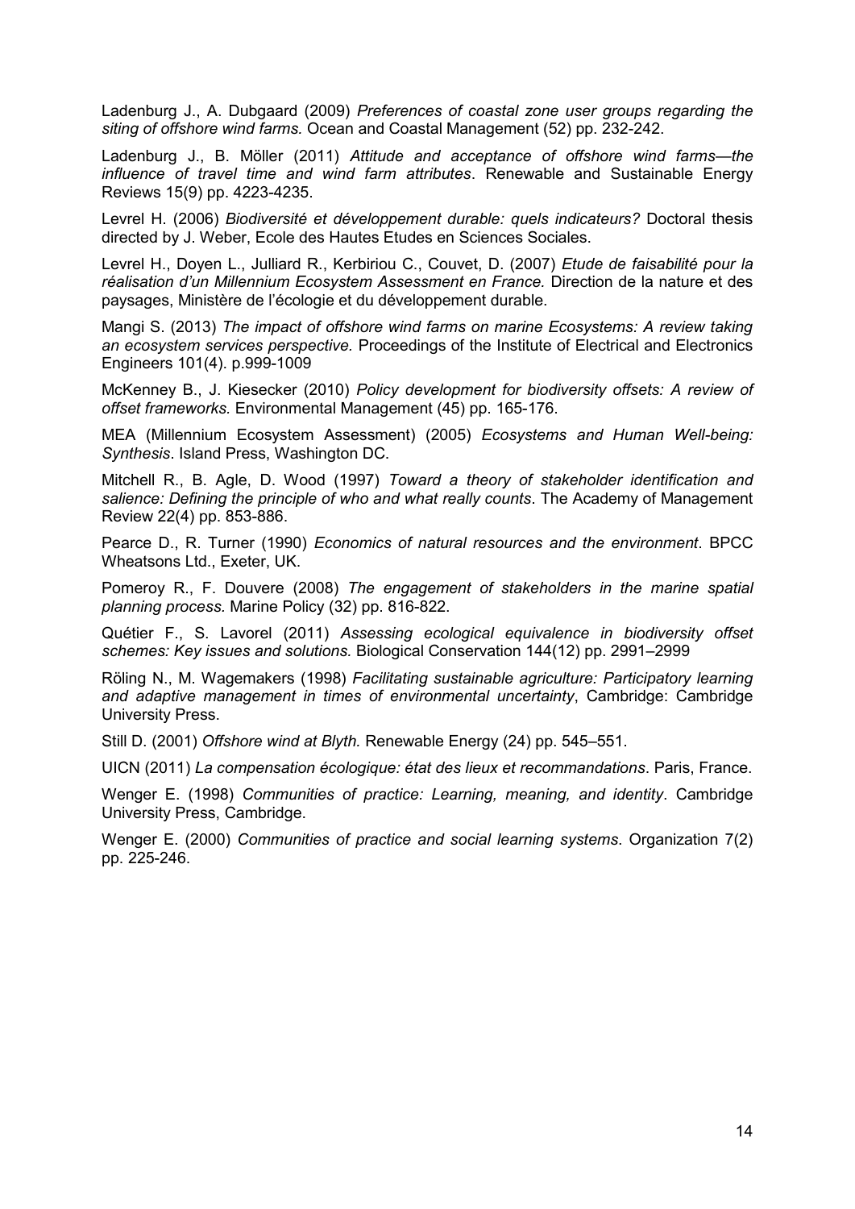Ladenburg J., A. Dubgaard (2009) *Preferences of coastal zone user groups regarding the siting of offshore wind farms.* Ocean and Coastal Management (52) pp. 232-242.

Ladenburg J., B. Möller (2011) *Attitude and acceptance of offshore wind farms—the influence of travel time and wind farm attributes*. Renewable and Sustainable Energy Reviews 15(9) pp. 4223-4235.

Levrel H. (2006) *Biodiversité et développement durable: quels indicateurs?* Doctoral thesis directed by J. Weber, Ecole des Hautes Etudes en Sciences Sociales.

Levrel H., Doyen L., Julliard R., Kerbiriou C., Couvet, D. (2007) *Etude de faisabilité pour la réalisation d'un Millennium Ecosystem Assessment en France.* Direction de la nature et des paysages, Ministère de l'écologie et du développement durable.

Mangi S. (2013) *The impact of offshore wind farms on marine Ecosystems: A review taking an ecosystem services perspective.* Proceedings of the Institute of Electrical and Electronics Engineers 101(4). p.999-1009

McKenney B., J. Kiesecker (2010) *Policy development for biodiversity offsets: A review of offset frameworks.* Environmental Management (45) pp. 165-176.

MEA (Millennium Ecosystem Assessment) (2005) *Ecosystems and Human Well-being: Synthesis*. Island Press, Washington DC.

Mitchell R., B. Agle, D. Wood (1997) *Toward a theory of stakeholder identification and salience: Defining the principle of who and what really counts*. The Academy of Management Review 22(4) pp. 853-886.

Pearce D., R. Turner (1990) *Economics of natural resources and the environment*. BPCC Wheatsons Ltd., Exeter, UK.

Pomeroy R., F. Douvere (2008) *The engagement of stakeholders in the marine spatial planning process.* Marine Policy (32) pp. 816-822.

Quétier F., S. Lavorel (2011) *Assessing ecological equivalence in biodiversity offset schemes: Key issues and solutions.* Biological Conservation 144(12) pp. 2991–2999

Röling N., M. Wagemakers (1998) *Facilitating sustainable agriculture: Participatory learning and adaptive management in times of environmental uncertainty*, Cambridge: Cambridge University Press.

Still D. (2001) *Offshore wind at Blyth.* Renewable Energy (24) pp. 545–551.

UICN (2011) *La compensation écologique: état des lieux et recommandations*. Paris, France.

Wenger E. (1998) *Communities of practice: Learning, meaning, and identity*. Cambridge University Press, Cambridge.

Wenger E. (2000) *Communities of practice and social learning systems.* Organization 7(2) pp. 225-246.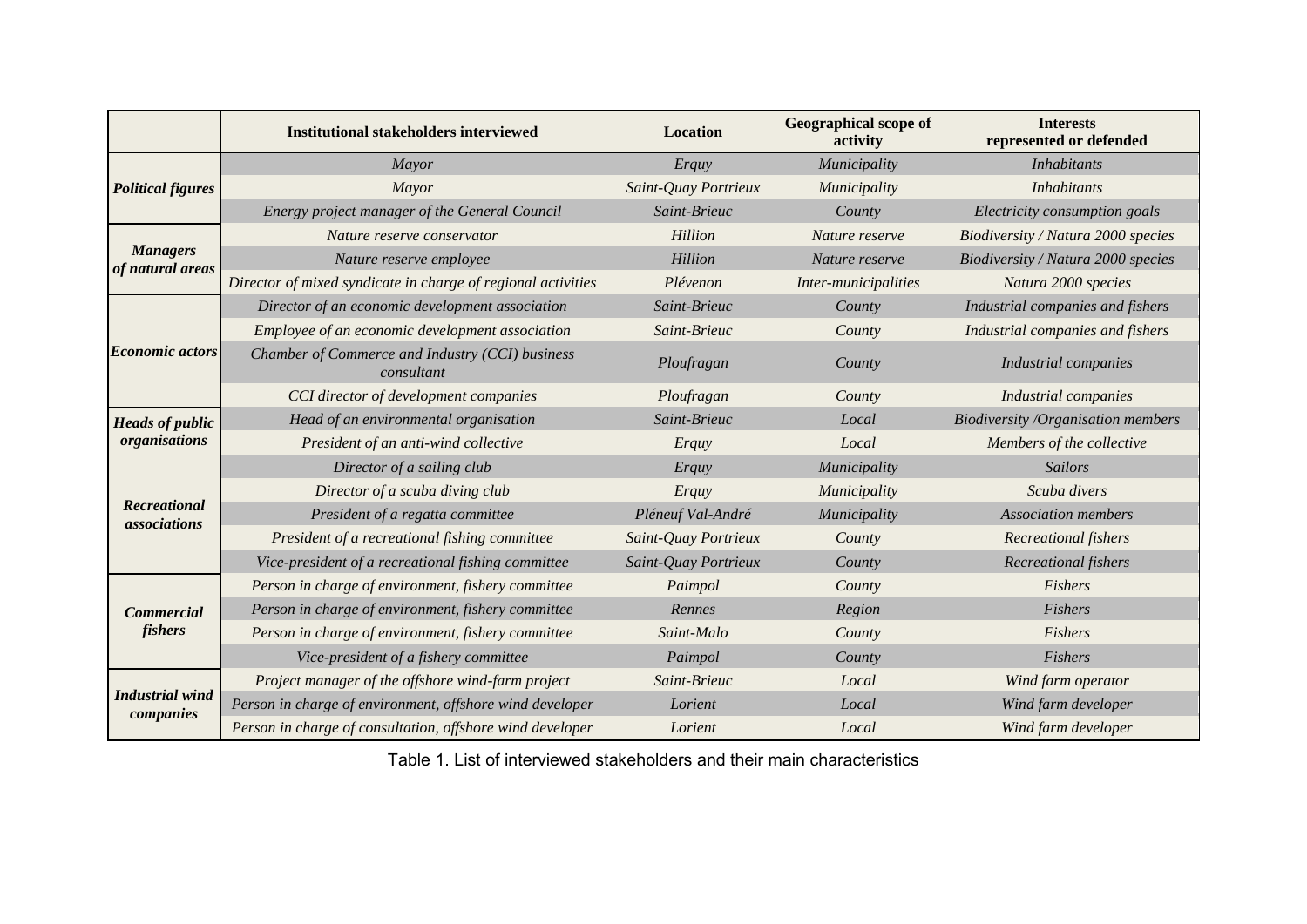| | Institutional stakeholders interviewed | Location | Geographical scope of activity | Interests represented or defended |
|---|---|---|---|---|
| ***Political figures*** | *Mayor* | *Erquy* | *Municipality* | *Inhabitants* |
| | *Mayor* | *Saint-Quay Portrieux* | *Municipality* | *Inhabitants* |
| | *Energy project manager of the General Council* | *Saint-Brieuc* | *County* | *Electricity consumption goals* |
| ***Managers of natural areas*** | *Nature reserve conservator* | *Hillion* | *Nature reserve* | *Biodiversity / Natura 2000 species* |
| | *Nature reserve employee* | *Hillion* | *Nature reserve* | *Biodiversity / Natura 2000 species* |
| | *Director of mixed syndicate in charge of regional activities* | *Plévenon* | *Inter-municipalities* | *Natura 2000 species* |
| ***Economic actors*** | *Director of an economic development association* | *Saint-Brieuc* | *County* | *Industrial companies and fishers* |
| | *Employee of an economic development association* | *Saint-Brieuc* | *County* | *Industrial companies and fishers* |
| | *Chamber of Commerce and Industry (CCI) business consultant* | *Ploufragan* | *County* | *Industrial companies* |
| | *CCI director of development companies* | *Ploufragan* | *County* | *Industrial companies* |
| ***Heads of public organisations*** | *Head of an environmental organisation* | *Saint-Brieuc* | *Local* | *Biodiversity /Organisation members* |
| | *President of an anti-wind collective* | *Erquy* | *Local* | *Members of the collective* |
| ***Recreational associations*** | *Director of a sailing club* | *Erquy* | *Municipality* | *Sailors* |
| | *Director of a scuba diving club* | *Erquy* | *Municipality* | *Scuba divers* |
| | *President of a regatta committee* | *Pléneuf Val-André* | *Municipality* | *Association members* |
| | *President of a recreational fishing committee* | *Saint-Quay Portrieux* | *County* | *Recreational fishers* |
| | *Vice-president of a recreational fishing committee* | *Saint-Quay Portrieux* | *County* | *Recreational fishers* |
| ***Commercial fishers*** | *Person in charge of environment, fishery committee* | *Paimpol* | *County* | *Fishers* |
| | *Person in charge of environment, fishery committee* | *Rennes* | *Region* | *Fishers* |
| | *Person in charge of environment, fishery committee* | *Saint-Malo* | *County* | *Fishers* |
| | *Vice-president of a fishery committee* | *Paimpol* | *County* | *Fishers* |
| ***Industrial wind companies*** | *Project manager of the offshore wind-farm project* | *Saint-Brieuc* | *Local* | *Wind farm operator* |
| | *Person in charge of environment, offshore wind developer* | *Lorient* | *Local* | *Wind farm developer* |
| | *Person in charge of consultation, offshore wind developer* | *Lorient* | *Local* | *Wind farm developer* |

Table 1. List of interviewed stakeholders and their main characteristics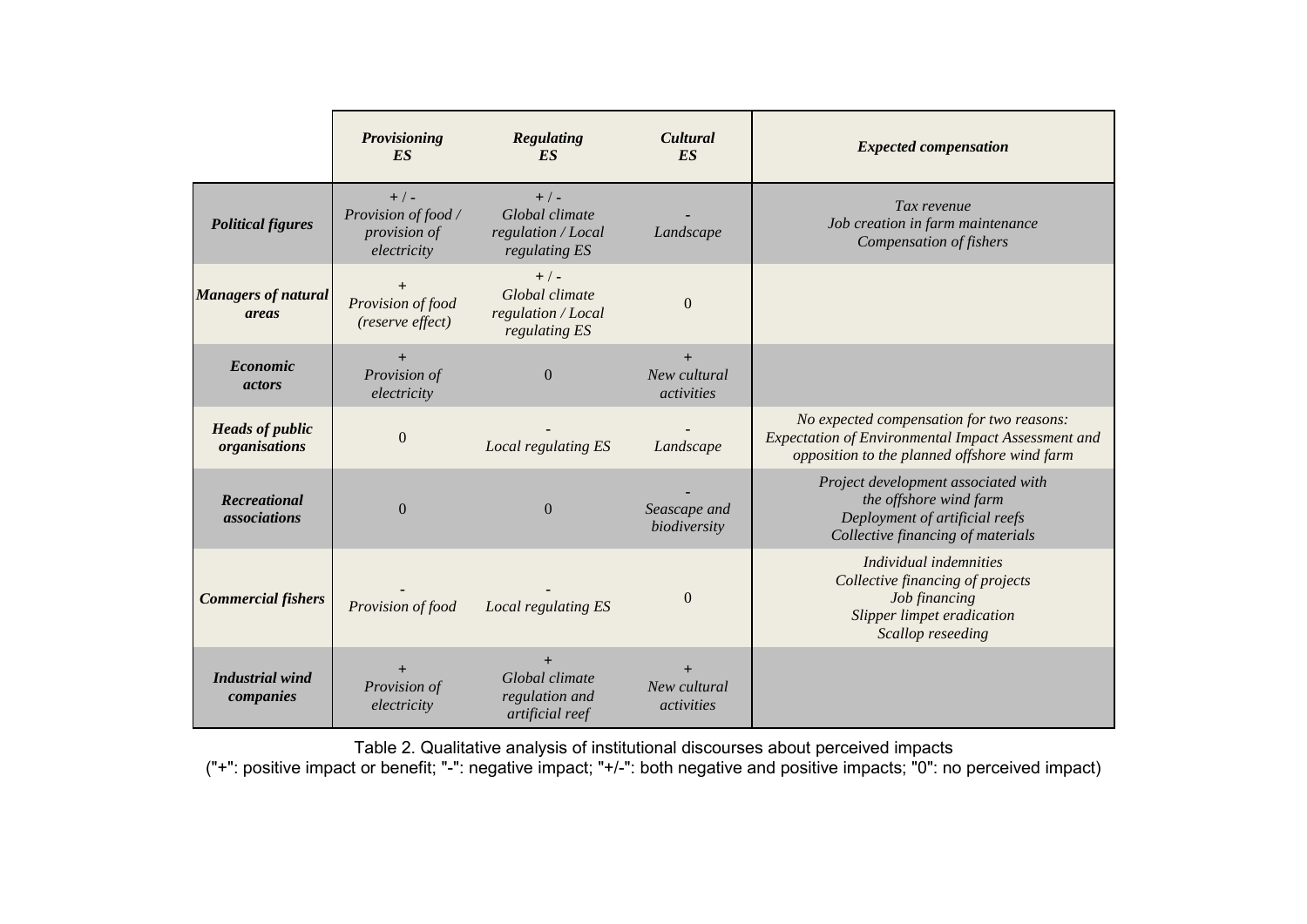| | *Provisioning ES* | *Regulating ES* | *Cultural ES* | *Expected compensation* |
|---|---|---|---|---|
| ***Political figures*** | + / - *Provision of food / provision of electricity* | + / - *Global climate regulation / Local regulating ES* | - *Landscape* | *Tax revenue* *Job creation in farm maintenance* *Compensation of fishers* |
| ***Managers of natural areas*** | + *Provision of food (reserve effect)* | + / - *Global climate regulation / Local regulating ES* | 0 | |
| ***Economic actors*** | + *Provision of electricity* | 0 | + *New cultural activities* | |
| ***Heads of public organisations*** | 0 | - *Local regulating ES* | - *Landscape* | *No expected compensation for two reasons: Expectation of Environmental Impact Assessment and opposition to the planned offshore wind farm* |
| ***Recreational associations*** | 0 | 0 | - *Seascape and biodiversity* | *Project development associated with the offshore wind farm* *Deployment of artificial reefs* *Collective financing of materials* |
| ***Commercial fishers*** | - *Provision of food* | - *Local regulating ES* | 0 | *Individual indemnities* *Collective financing of projects* *Job financing* *Slipper limpet eradication* *Scallop reseeding* |
| ***Industrial wind companies*** | + *Provision of electricity* | + *Global climate regulation and artificial reef* | + *New cultural activities* | |

Table 2. Qualitative analysis of institutional discourses about perceived impacts
("+": positive impact or benefit; "-": negative impact; "+/-": both negative and positive impacts; "0": no perceived impact)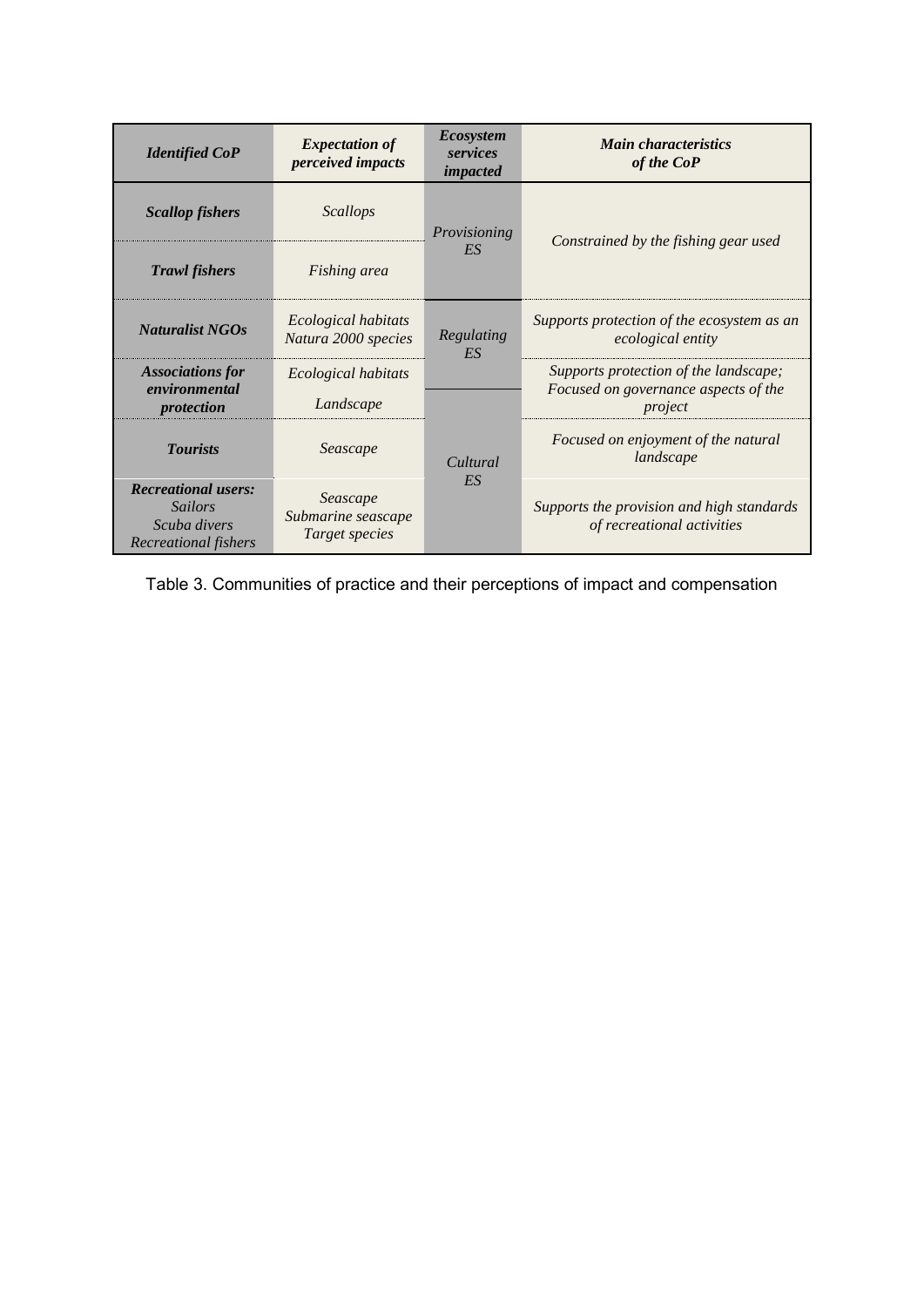| *Identified CoP* | *Expectation of perceived impacts* | *Ecosystem services impacted* | *Main characteristics of the CoP* |
|---|---|---|---|
| ***Scallop fishers*** | *Scallops* | *Provisioning ES* | *Constrained by the fishing gear used* |
| ***Trawl fishers*** | *Fishing area* | | |
| ***Naturalist NGOs*** | *Ecological habitats Natura 2000 species* | *Regulating ES* | *Supports protection of the ecosystem as an ecological entity* |
| ***Associations for environmental protection*** | *Ecological habitats Landscape* | | *Supports protection of the landscape; Focused on governance aspects of the project* |
| ***Tourists*** | *Seascape* | *Cultural ES* | *Focused on enjoyment of the natural landscape* |
| ***Recreational users:*** *Sailors Scuba divers Recreational fishers* | *Seascape Submarine seascape Target species* | | *Supports the provision and high standards of recreational activities* |

Table 3. Communities of practice and their perceptions of impact and compensation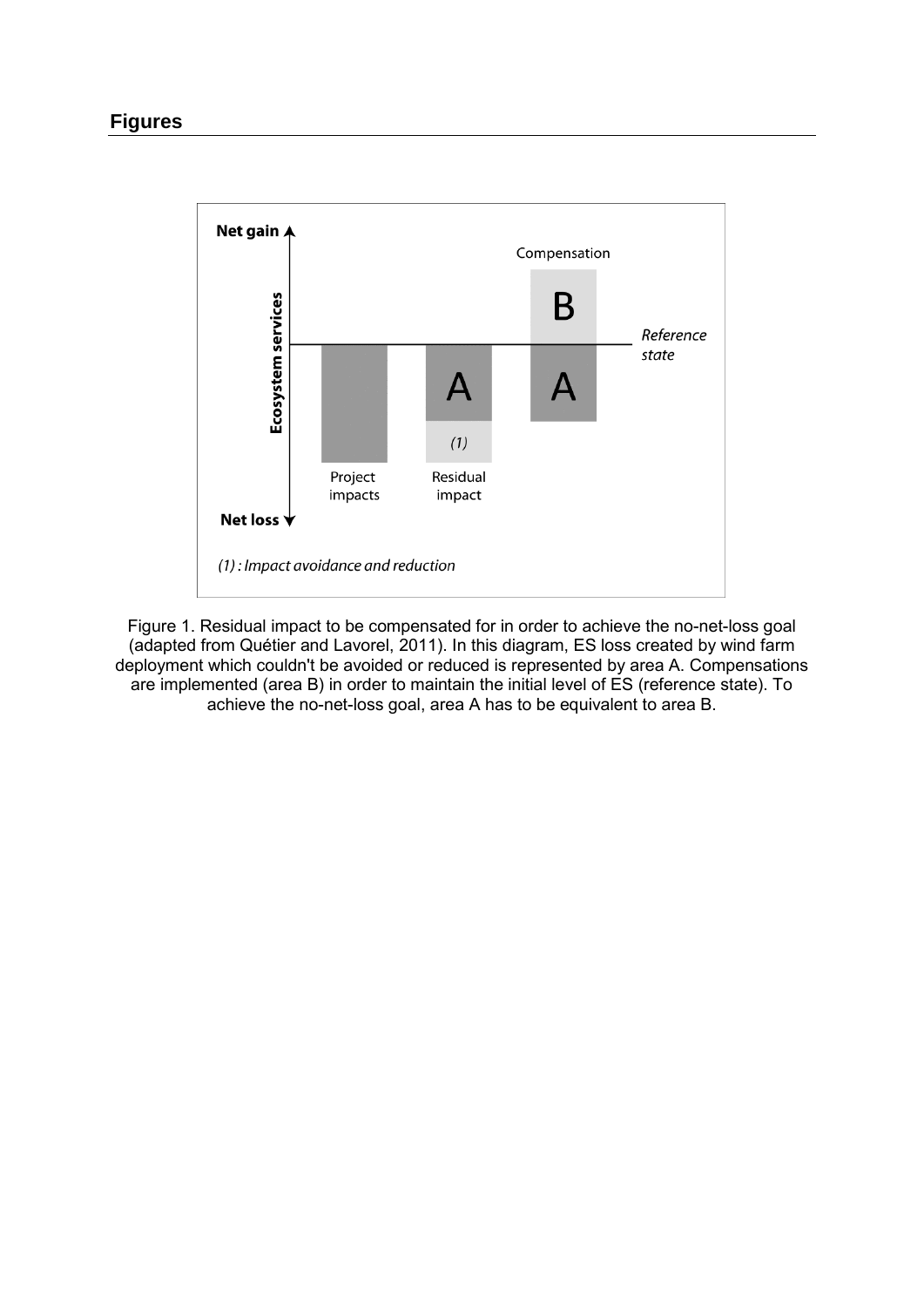## Figures

Figure 1. Residual impact to be compensated for in order to achieve the no-net-loss goal (adapted from Quétier and Lavorel, 2011). In this diagram, ES loss created by wind farm deployment which couldn't be avoided or reduced is represented by area A. Compensations are implemented (area B) in order to maintain the initial level of ES (reference state). To achieve the no-net-loss goal, area A has to be equivalent to area B.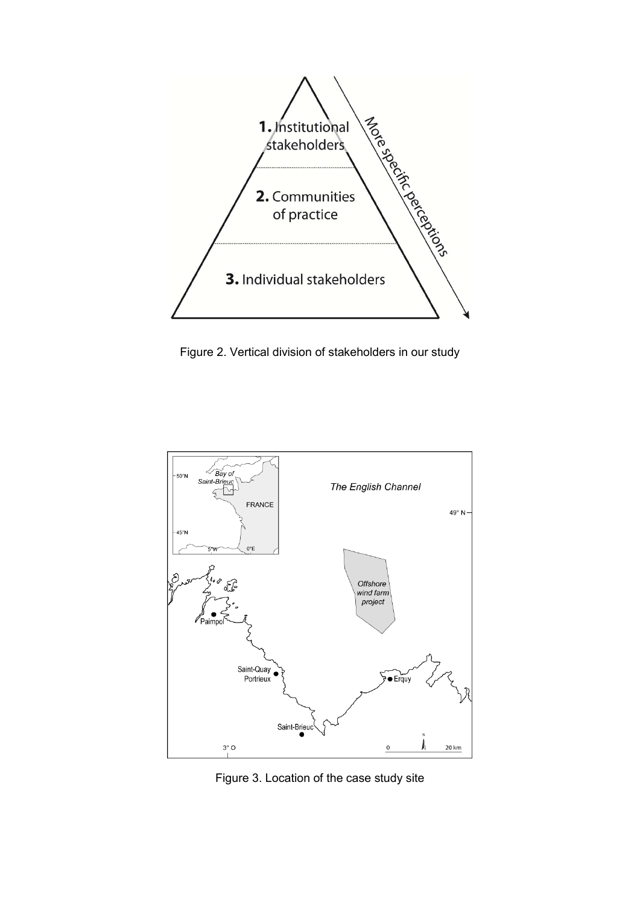Figure 2. Vertical division of stakeholders in our study

Figure 3. Location of the case study site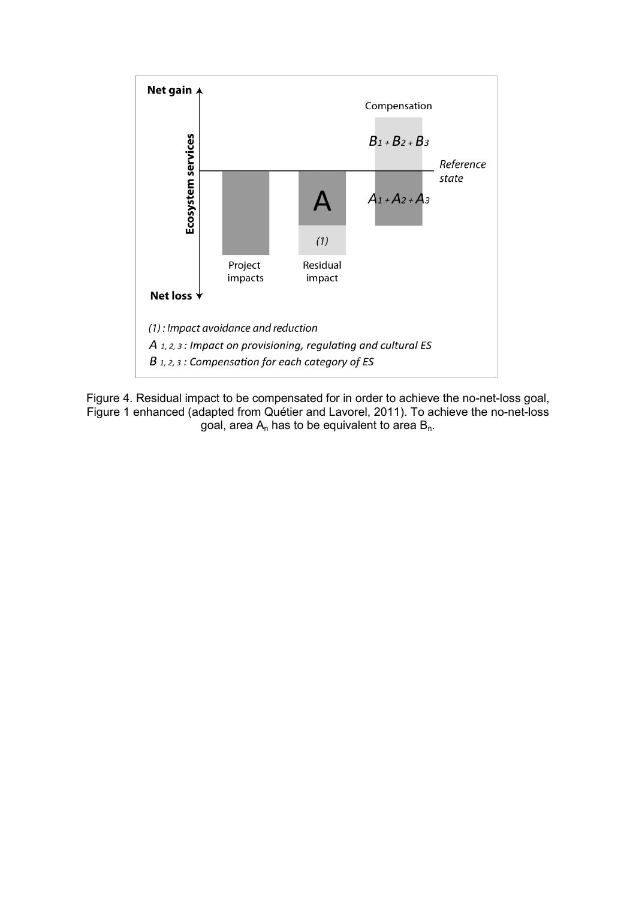Net gain

Ecosystem services

Net loss

Compensation

$B_1 + B_2 + B_3$

Reference state

A

$A_1 + A_2 + A_3$

(1)

Project impacts

Residual impact

*(1) : Impact avoidance and reduction*

*$A_{1, 2, 3}$ : Impact on provisioning, regulating and cultural ES*

*$B_{1, 2, 3}$ : Compensation for each category of ES*

Figure 4. Residual impact to be compensated for in order to achieve the no-net-loss goal, Figure 1 enhanced (adapted from Quétier and Lavorel, 2011). To achieve the no-net-loss goal, area $A_n$ has to be equivalent to area $B_n$.